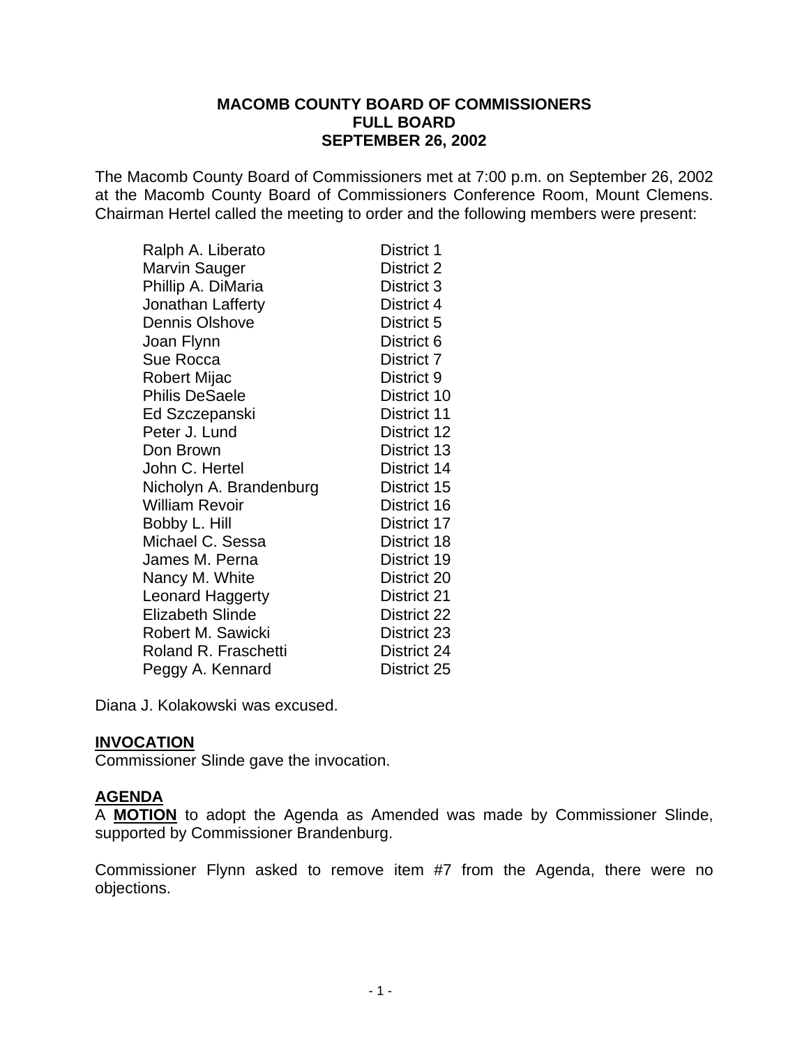# MACOMB COUNTY BOARD OF COMMISSIONERS
## FULL BOARD
## SEPTEMBER 26, 2002

The Macomb County Board of Commissioners met at 7:00 p.m. on September 26, 2002 at the Macomb County Board of Commissioners Conference Room, Mount Clemens. Chairman Hertel called the meeting to order and the following members were present:

| | |
|---|---|
| Ralph A. Liberato | District 1 |
| Marvin Sauger | District 2 |
| Phillip A. DiMaria | District 3 |
| Jonathan Lafferty | District 4 |
| Dennis Olshove | District 5 |
| Joan Flynn | District 6 |
| Sue Rocca | District 7 |
| Robert Mijac | District 9 |
| Philis DeSaele | District 10 |
| Ed Szczepanski | District 11 |
| Peter J. Lund | District 12 |
| Don Brown | District 13 |
| John C. Hertel | District 14 |
| Nicholyn A. Brandenburg | District 15 |
| William Revoir | District 16 |
| Bobby L. Hill | District 17 |
| Michael C. Sessa | District 18 |
| James M. Perna | District 19 |
| Nancy M. White | District 20 |
| Leonard Haggerty | District 21 |
| Elizabeth Slinde | District 22 |
| Robert M. Sawicki | District 23 |
| Roland R. Fraschetti | District 24 |
| Peggy A. Kennard | District 25 |

Diana J. Kolakowski was excused.

**INVOCATION**

Commissioner Slinde gave the invocation.

**AGENDA**

A **MOTION** to adopt the Agenda as Amended was made by Commissioner Slinde, supported by Commissioner Brandenburg.

Commissioner Flynn asked to remove item #7 from the Agenda, there were no objections.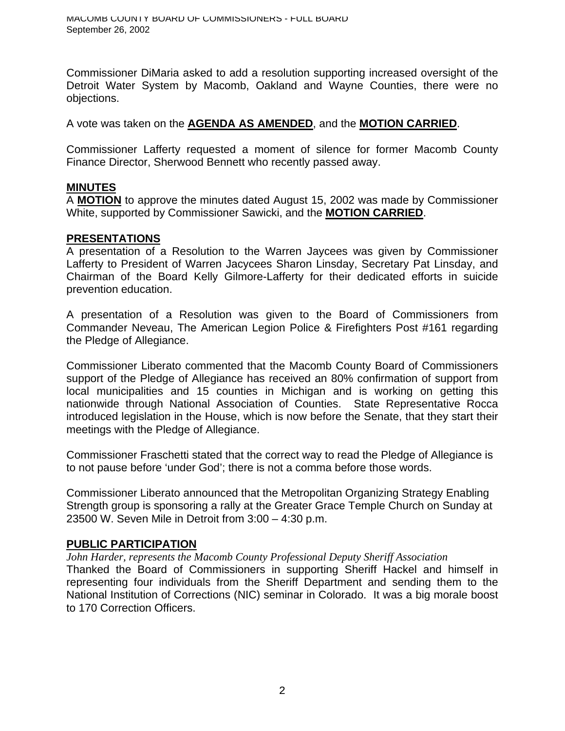Commissioner DiMaria asked to add a resolution supporting increased oversight of the Detroit Water System by Macomb, Oakland and Wayne Counties, there were no objections.

A vote was taken on the **AGENDA AS AMENDED**, and the **MOTION CARRIED**.

Commissioner Lafferty requested a moment of silence for former Macomb County Finance Director, Sherwood Bennett who recently passed away.

## MINUTES

A **MOTION** to approve the minutes dated August 15, 2002 was made by Commissioner White, supported by Commissioner Sawicki, and the **MOTION CARRIED**.

## PRESENTATIONS

A presentation of a Resolution to the Warren Jaycees was given by Commissioner Lafferty to President of Warren Jacycees Sharon Linsday, Secretary Pat Linsday, and Chairman of the Board Kelly Gilmore-Lafferty for their dedicated efforts in suicide prevention education.

A presentation of a Resolution was given to the Board of Commissioners from Commander Neveau, The American Legion Police & Firefighters Post #161 regarding the Pledge of Allegiance.

Commissioner Liberato commented that the Macomb County Board of Commissioners support of the Pledge of Allegiance has received an 80% confirmation of support from local municipalities and 15 counties in Michigan and is working on getting this nationwide through National Association of Counties. State Representative Rocca introduced legislation in the House, which is now before the Senate, that they start their meetings with the Pledge of Allegiance.

Commissioner Fraschetti stated that the correct way to read the Pledge of Allegiance is to not pause before 'under God'; there is not a comma before those words.

Commissioner Liberato announced that the Metropolitan Organizing Strategy Enabling Strength group is sponsoring a rally at the Greater Grace Temple Church on Sunday at 23500 W. Seven Mile in Detroit from 3:00 – 4:30 p.m.

## PUBLIC PARTICIPATION

*John Harder, represents the Macomb County Professional Deputy Sheriff Association*

Thanked the Board of Commissioners in supporting Sheriff Hackel and himself in representing four individuals from the Sheriff Department and sending them to the National Institution of Corrections (NIC) seminar in Colorado. It was a big morale boost to 170 Correction Officers.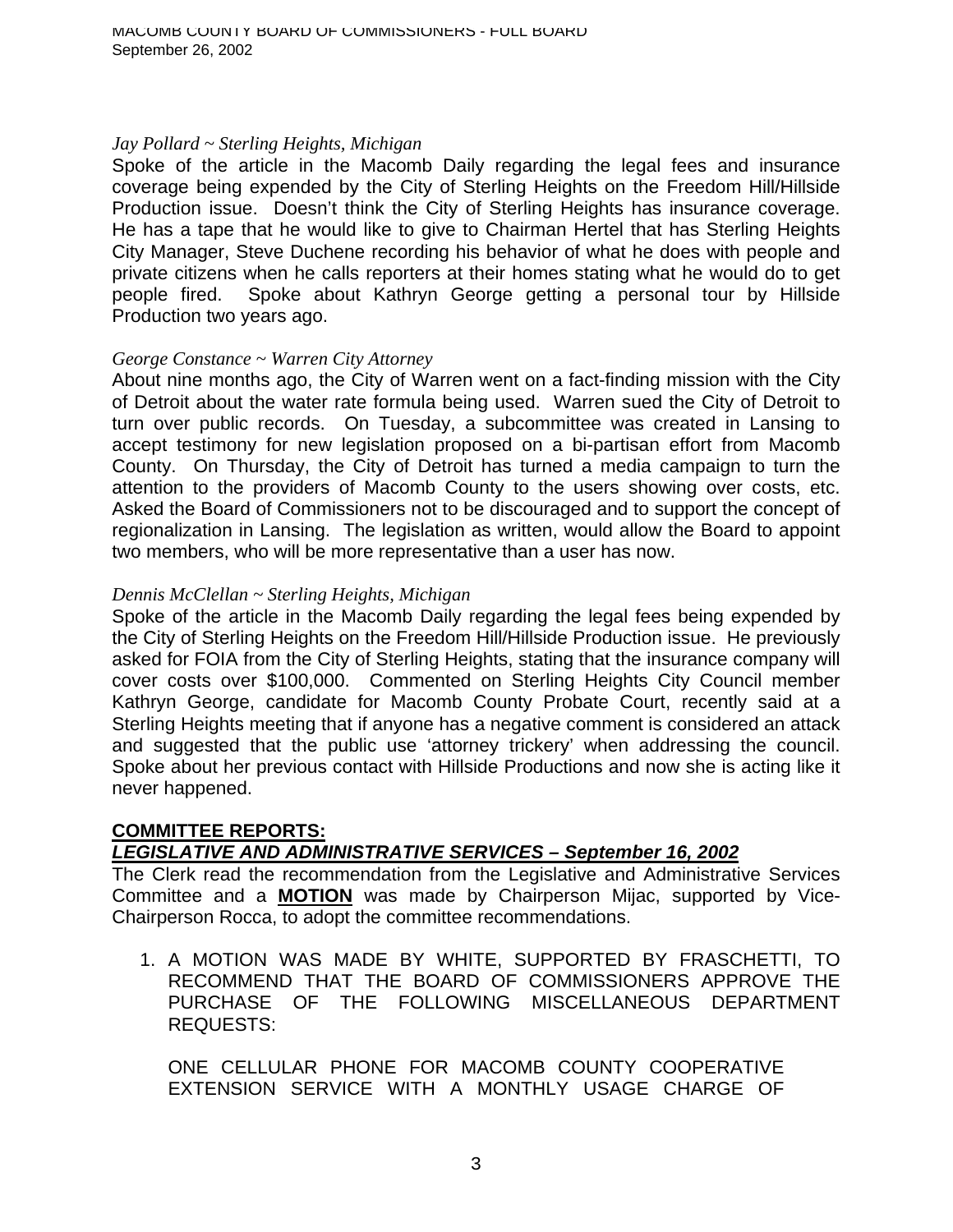*Jay Pollard ~ Sterling Heights, Michigan*

Spoke of the article in the Macomb Daily regarding the legal fees and insurance coverage being expended by the City of Sterling Heights on the Freedom Hill/Hillside Production issue. Doesn't think the City of Sterling Heights has insurance coverage. He has a tape that he would like to give to Chairman Hertel that has Sterling Heights City Manager, Steve Duchene recording his behavior of what he does with people and private citizens when he calls reporters at their homes stating what he would do to get people fired. Spoke about Kathryn George getting a personal tour by Hillside Production two years ago.

*George Constance ~ Warren City Attorney*

About nine months ago, the City of Warren went on a fact-finding mission with the City of Detroit about the water rate formula being used. Warren sued the City of Detroit to turn over public records. On Tuesday, a subcommittee was created in Lansing to accept testimony for new legislation proposed on a bi-partisan effort from Macomb County. On Thursday, the City of Detroit has turned a media campaign to turn the attention to the providers of Macomb County to the users showing over costs, etc. Asked the Board of Commissioners not to be discouraged and to support the concept of regionalization in Lansing. The legislation as written, would allow the Board to appoint two members, who will be more representative than a user has now.

*Dennis McClellan ~ Sterling Heights, Michigan*

Spoke of the article in the Macomb Daily regarding the legal fees being expended by the City of Sterling Heights on the Freedom Hill/Hillside Production issue. He previously asked for FOIA from the City of Sterling Heights, stating that the insurance company will cover costs over $100,000. Commented on Sterling Heights City Council member Kathryn George, candidate for Macomb County Probate Court, recently said at a Sterling Heights meeting that if anyone has a negative comment is considered an attack and suggested that the public use 'attorney trickery' when addressing the council. Spoke about her previous contact with Hillside Productions and now she is acting like it never happened.

## COMMITTEE REPORTS:

### *LEGISLATIVE AND ADMINISTRATIVE SERVICES – September 16, 2002*

The Clerk read the recommendation from the Legislative and Administrative Services Committee and a **MOTION** was made by Chairperson Mijac, supported by Vice-Chairperson Rocca, to adopt the committee recommendations.

1. A MOTION WAS MADE BY WHITE, SUPPORTED BY FRASCHETTI, TO RECOMMEND THAT THE BOARD OF COMMISSIONERS APPROVE THE PURCHASE OF THE FOLLOWING MISCELLANEOUS DEPARTMENT REQUESTS:

   ONE CELLULAR PHONE FOR MACOMB COUNTY COOPERATIVE EXTENSION SERVICE WITH A MONTHLY USAGE CHARGE OF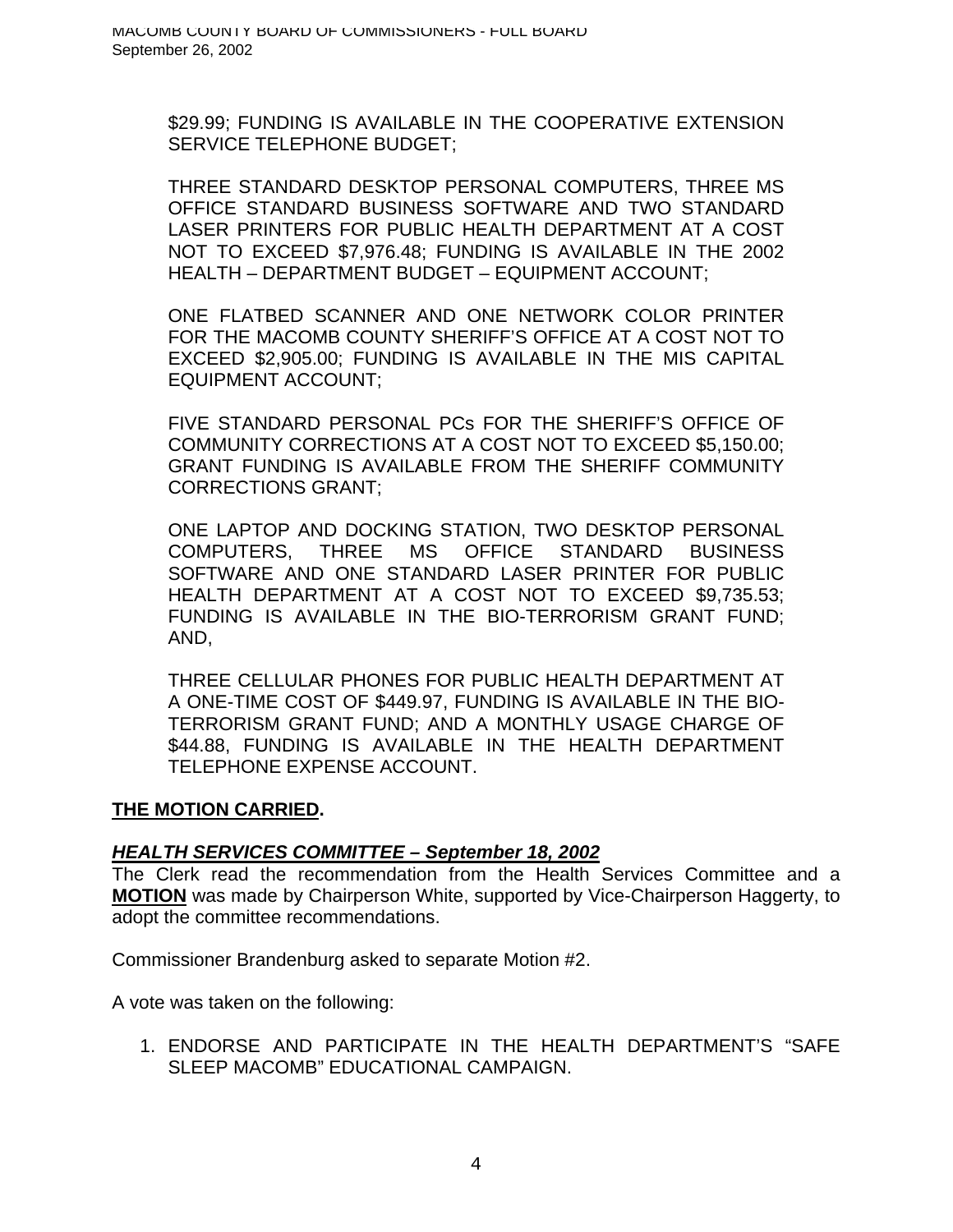$29.99; FUNDING IS AVAILABLE IN THE COOPERATIVE EXTENSION SERVICE TELEPHONE BUDGET;

THREE STANDARD DESKTOP PERSONAL COMPUTERS, THREE MS OFFICE STANDARD BUSINESS SOFTWARE AND TWO STANDARD LASER PRINTERS FOR PUBLIC HEALTH DEPARTMENT AT A COST NOT TO EXCEED $7,976.48; FUNDING IS AVAILABLE IN THE 2002 HEALTH – DEPARTMENT BUDGET – EQUIPMENT ACCOUNT;

ONE FLATBED SCANNER AND ONE NETWORK COLOR PRINTER FOR THE MACOMB COUNTY SHERIFF'S OFFICE AT A COST NOT TO EXCEED $2,905.00; FUNDING IS AVAILABLE IN THE MIS CAPITAL EQUIPMENT ACCOUNT;

FIVE STANDARD PERSONAL PCs FOR THE SHERIFF'S OFFICE OF COMMUNITY CORRECTIONS AT A COST NOT TO EXCEED $5,150.00; GRANT FUNDING IS AVAILABLE FROM THE SHERIFF COMMUNITY CORRECTIONS GRANT;

ONE LAPTOP AND DOCKING STATION, TWO DESKTOP PERSONAL COMPUTERS, THREE MS OFFICE STANDARD BUSINESS SOFTWARE AND ONE STANDARD LASER PRINTER FOR PUBLIC HEALTH DEPARTMENT AT A COST NOT TO EXCEED $9,735.53; FUNDING IS AVAILABLE IN THE BIO-TERRORISM GRANT FUND; AND,

THREE CELLULAR PHONES FOR PUBLIC HEALTH DEPARTMENT AT A ONE-TIME COST OF $449.97, FUNDING IS AVAILABLE IN THE BIO-TERRORISM GRANT FUND; AND A MONTHLY USAGE CHARGE OF $44.88, FUNDING IS AVAILABLE IN THE HEALTH DEPARTMENT TELEPHONE EXPENSE ACCOUNT.

**THE MOTION CARRIED.**

***HEALTH SERVICES COMMITTEE – September 18, 2002***

The Clerk read the recommendation from the Health Services Committee and a **MOTION** was made by Chairperson White, supported by Vice-Chairperson Haggerty, to adopt the committee recommendations.

Commissioner Brandenburg asked to separate Motion #2.

A vote was taken on the following:

1. ENDORSE AND PARTICIPATE IN THE HEALTH DEPARTMENT'S "SAFE SLEEP MACOMB" EDUCATIONAL CAMPAIGN.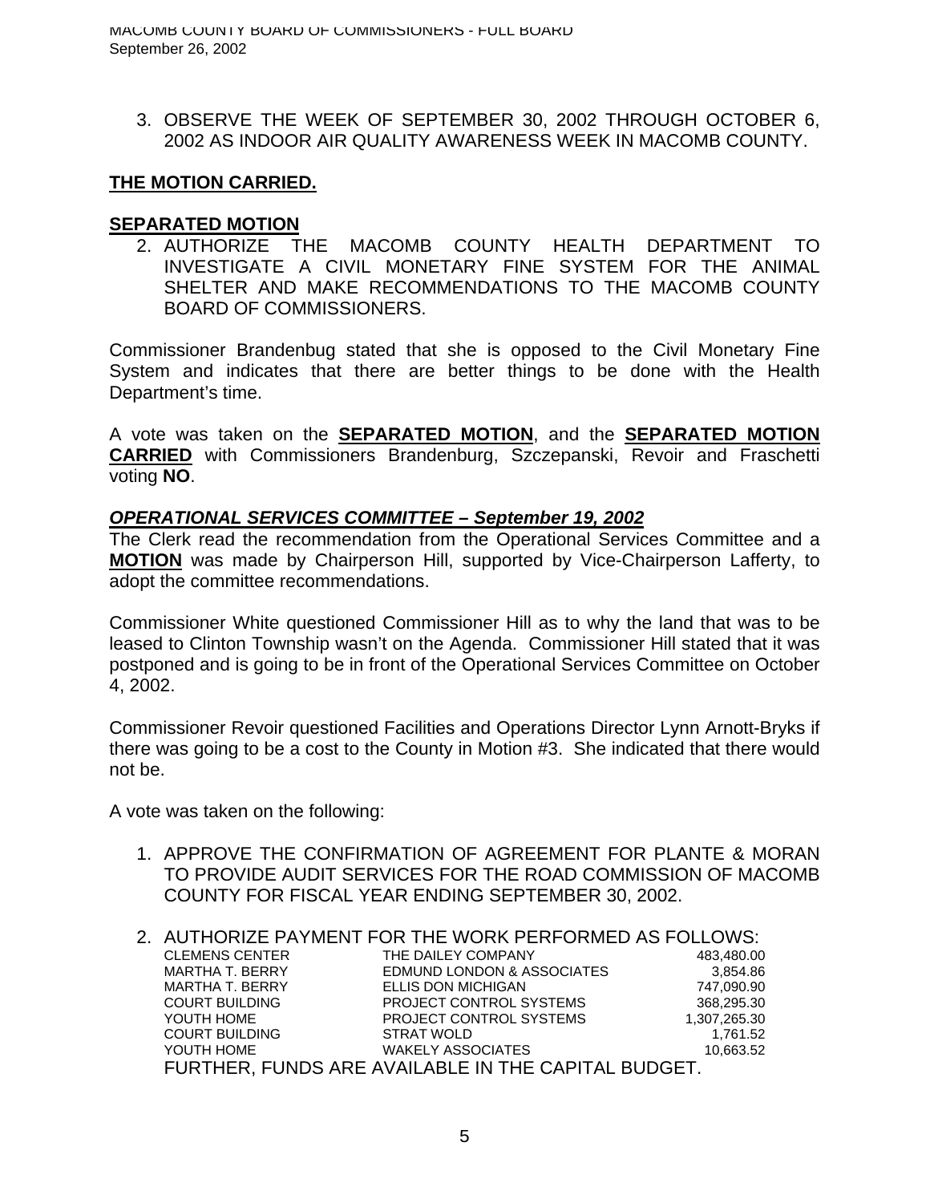3. OBSERVE THE WEEK OF SEPTEMBER 30, 2002 THROUGH OCTOBER 6, 2002 AS INDOOR AIR QUALITY AWARENESS WEEK IN MACOMB COUNTY.

**THE MOTION CARRIED.**

**SEPARATED MOTION**

2. AUTHORIZE THE MACOMB COUNTY HEALTH DEPARTMENT TO INVESTIGATE A CIVIL MONETARY FINE SYSTEM FOR THE ANIMAL SHELTER AND MAKE RECOMMENDATIONS TO THE MACOMB COUNTY BOARD OF COMMISSIONERS.

Commissioner Brandenbug stated that she is opposed to the Civil Monetary Fine System and indicates that there are better things to be done with the Health Department's time.

A vote was taken on the **SEPARATED MOTION**, and the **SEPARATED MOTION CARRIED** with Commissioners Brandenburg, Szczepanski, Revoir and Fraschetti voting **NO**.

***OPERATIONAL SERVICES COMMITTEE – September 19, 2002***

The Clerk read the recommendation from the Operational Services Committee and a **MOTION** was made by Chairperson Hill, supported by Vice-Chairperson Lafferty, to adopt the committee recommendations.

Commissioner White questioned Commissioner Hill as to why the land that was to be leased to Clinton Township wasn't on the Agenda. Commissioner Hill stated that it was postponed and is going to be in front of the Operational Services Committee on October 4, 2002.

Commissioner Revoir questioned Facilities and Operations Director Lynn Arnott-Bryks if there was going to be a cost to the County in Motion #3. She indicated that there would not be.

A vote was taken on the following:

1. APPROVE THE CONFIRMATION OF AGREEMENT FOR PLANTE & MORAN TO PROVIDE AUDIT SERVICES FOR THE ROAD COMMISSION OF MACOMB COUNTY FOR FISCAL YEAR ENDING SEPTEMBER 30, 2002.

2. AUTHORIZE PAYMENT FOR THE WORK PERFORMED AS FOLLOWS:

| | | |
|---|---|---|
| CLEMENS CENTER | THE DAILEY COMPANY | 483,480.00 |
| MARTHA T. BERRY | EDMUND LONDON & ASSOCIATES | 3,854.86 |
| MARTHA T. BERRY | ELLIS DON MICHIGAN | 747,090.90 |
| COURT BUILDING | PROJECT CONTROL SYSTEMS | 368,295.30 |
| YOUTH HOME | PROJECT CONTROL SYSTEMS | 1,307,265.30 |
| COURT BUILDING | STRAT WOLD | 1,761.52 |
| YOUTH HOME | WAKELY ASSOCIATES | 10,663.52 |

FURTHER, FUNDS ARE AVAILABLE IN THE CAPITAL BUDGET.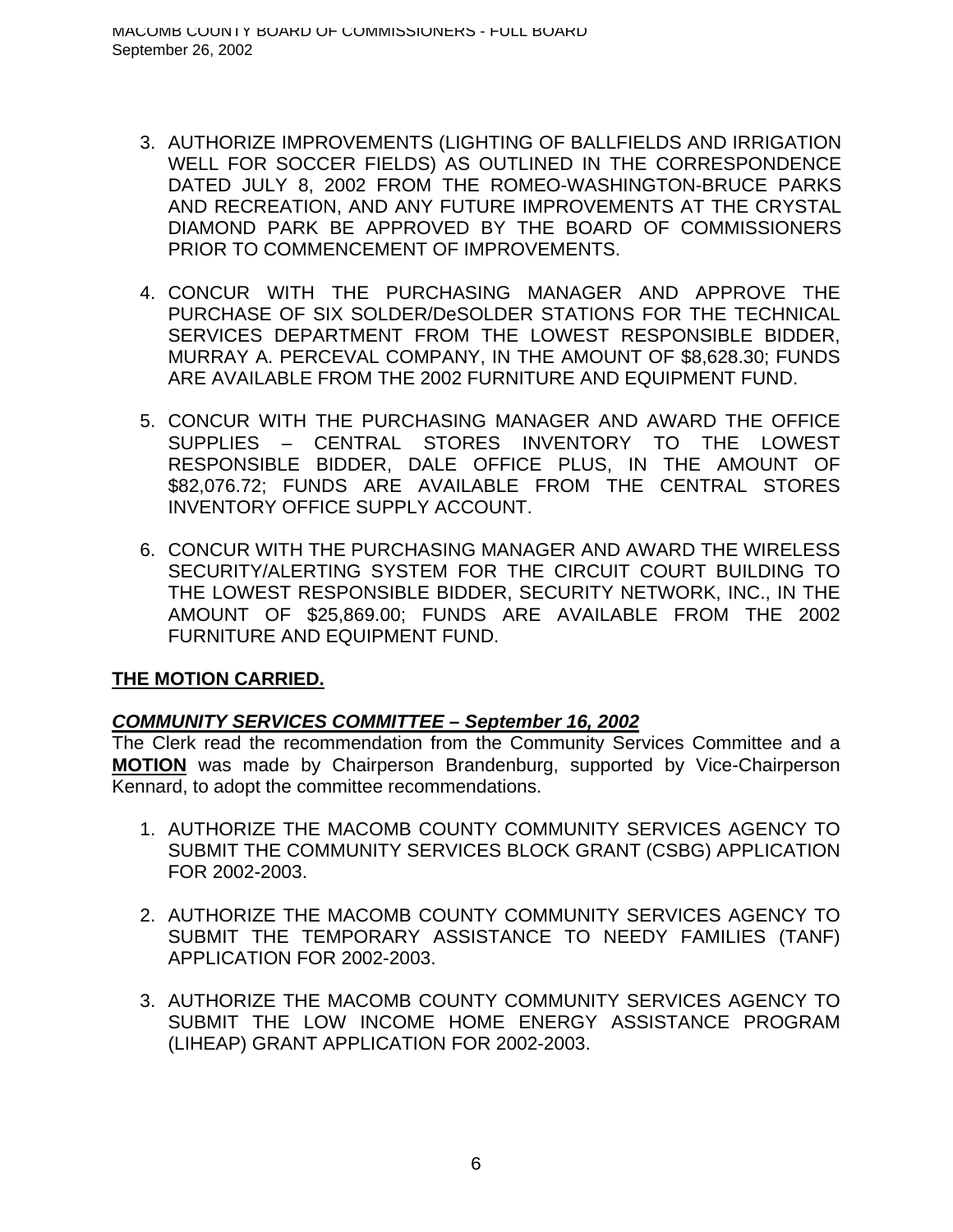3. AUTHORIZE IMPROVEMENTS (LIGHTING OF BALLFIELDS AND IRRIGATION WELL FOR SOCCER FIELDS) AS OUTLINED IN THE CORRESPONDENCE DATED JULY 8, 2002 FROM THE ROMEO-WASHINGTON-BRUCE PARKS AND RECREATION, AND ANY FUTURE IMPROVEMENTS AT THE CRYSTAL DIAMOND PARK BE APPROVED BY THE BOARD OF COMMISSIONERS PRIOR TO COMMENCEMENT OF IMPROVEMENTS.

4. CONCUR WITH THE PURCHASING MANAGER AND APPROVE THE PURCHASE OF SIX SOLDER/DeSOLDER STATIONS FOR THE TECHNICAL SERVICES DEPARTMENT FROM THE LOWEST RESPONSIBLE BIDDER, MURRAY A. PERCEVAL COMPANY, IN THE AMOUNT OF $8,628.30; FUNDS ARE AVAILABLE FROM THE 2002 FURNITURE AND EQUIPMENT FUND.

5. CONCUR WITH THE PURCHASING MANAGER AND AWARD THE OFFICE SUPPLIES – CENTRAL STORES INVENTORY TO THE LOWEST RESPONSIBLE BIDDER, DALE OFFICE PLUS, IN THE AMOUNT OF $82,076.72; FUNDS ARE AVAILABLE FROM THE CENTRAL STORES INVENTORY OFFICE SUPPLY ACCOUNT.

6. CONCUR WITH THE PURCHASING MANAGER AND AWARD THE WIRELESS SECURITY/ALERTING SYSTEM FOR THE CIRCUIT COURT BUILDING TO THE LOWEST RESPONSIBLE BIDDER, SECURITY NETWORK, INC., IN THE AMOUNT OF $25,869.00; FUNDS ARE AVAILABLE FROM THE 2002 FURNITURE AND EQUIPMENT FUND.

**THE MOTION CARRIED.**

***COMMUNITY SERVICES COMMITTEE – September 16, 2002***

The Clerk read the recommendation from the Community Services Committee and a **MOTION** was made by Chairperson Brandenburg, supported by Vice-Chairperson Kennard, to adopt the committee recommendations.

1. AUTHORIZE THE MACOMB COUNTY COMMUNITY SERVICES AGENCY TO SUBMIT THE COMMUNITY SERVICES BLOCK GRANT (CSBG) APPLICATION FOR 2002-2003.

2. AUTHORIZE THE MACOMB COUNTY COMMUNITY SERVICES AGENCY TO SUBMIT THE TEMPORARY ASSISTANCE TO NEEDY FAMILIES (TANF) APPLICATION FOR 2002-2003.

3. AUTHORIZE THE MACOMB COUNTY COMMUNITY SERVICES AGENCY TO SUBMIT THE LOW INCOME HOME ENERGY ASSISTANCE PROGRAM (LIHEAP) GRANT APPLICATION FOR 2002-2003.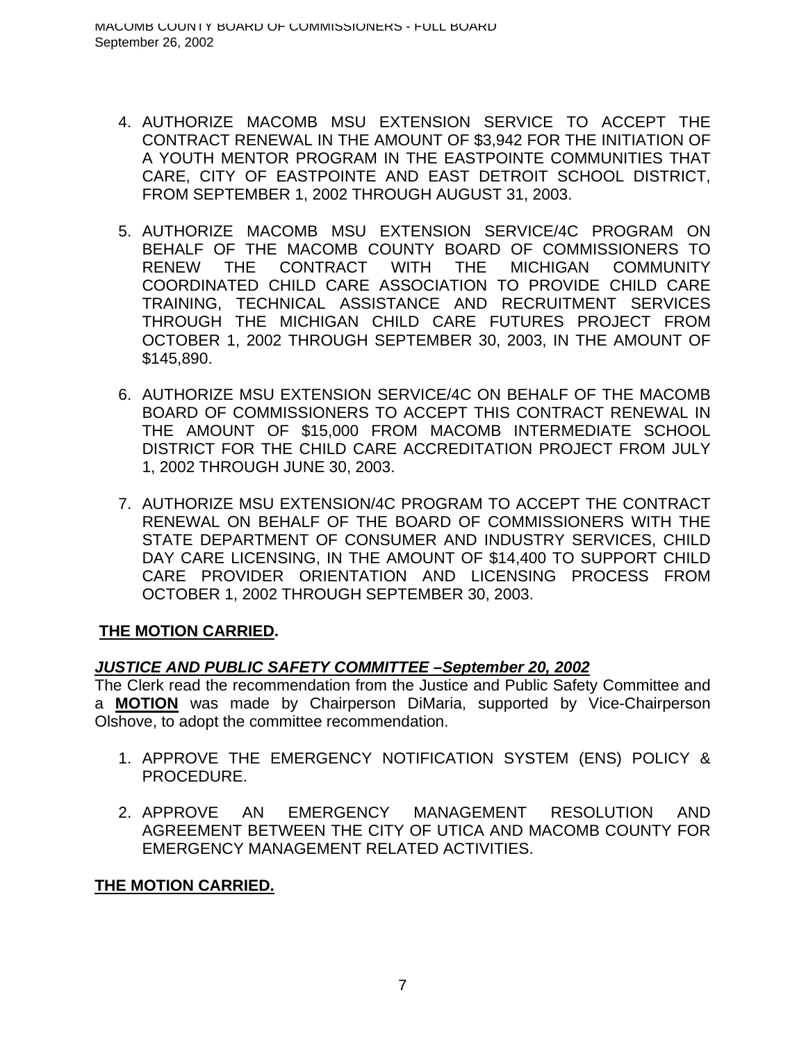4. AUTHORIZE MACOMB MSU EXTENSION SERVICE TO ACCEPT THE CONTRACT RENEWAL IN THE AMOUNT OF $3,942 FOR THE INITIATION OF A YOUTH MENTOR PROGRAM IN THE EASTPOINTE COMMUNITIES THAT CARE, CITY OF EASTPOINTE AND EAST DETROIT SCHOOL DISTRICT, FROM SEPTEMBER 1, 2002 THROUGH AUGUST 31, 2003.

5. AUTHORIZE MACOMB MSU EXTENSION SERVICE/4C PROGRAM ON BEHALF OF THE MACOMB COUNTY BOARD OF COMMISSIONERS TO RENEW THE CONTRACT WITH THE MICHIGAN COMMUNITY COORDINATED CHILD CARE ASSOCIATION TO PROVIDE CHILD CARE TRAINING, TECHNICAL ASSISTANCE AND RECRUITMENT SERVICES THROUGH THE MICHIGAN CHILD CARE FUTURES PROJECT FROM OCTOBER 1, 2002 THROUGH SEPTEMBER 30, 2003, IN THE AMOUNT OF $145,890.

6. AUTHORIZE MSU EXTENSION SERVICE/4C ON BEHALF OF THE MACOMB BOARD OF COMMISSIONERS TO ACCEPT THIS CONTRACT RENEWAL IN THE AMOUNT OF $15,000 FROM MACOMB INTERMEDIATE SCHOOL DISTRICT FOR THE CHILD CARE ACCREDITATION PROJECT FROM JULY 1, 2002 THROUGH JUNE 30, 2003.

7. AUTHORIZE MSU EXTENSION/4C PROGRAM TO ACCEPT THE CONTRACT RENEWAL ON BEHALF OF THE BOARD OF COMMISSIONERS WITH THE STATE DEPARTMENT OF CONSUMER AND INDUSTRY SERVICES, CHILD DAY CARE LICENSING, IN THE AMOUNT OF $14,400 TO SUPPORT CHILD CARE PROVIDER ORIENTATION AND LICENSING PROCESS FROM OCTOBER 1, 2002 THROUGH SEPTEMBER 30, 2003.

**THE MOTION CARRIED.**

***JUSTICE AND PUBLIC SAFETY COMMITTEE –September 20, 2002***

The Clerk read the recommendation from the Justice and Public Safety Committee and a **MOTION** was made by Chairperson DiMaria, supported by Vice-Chairperson Olshove, to adopt the committee recommendation.

1. APPROVE THE EMERGENCY NOTIFICATION SYSTEM (ENS) POLICY & PROCEDURE.

2. APPROVE AN EMERGENCY MANAGEMENT RESOLUTION AND AGREEMENT BETWEEN THE CITY OF UTICA AND MACOMB COUNTY FOR EMERGENCY MANAGEMENT RELATED ACTIVITIES.

**THE MOTION CARRIED.**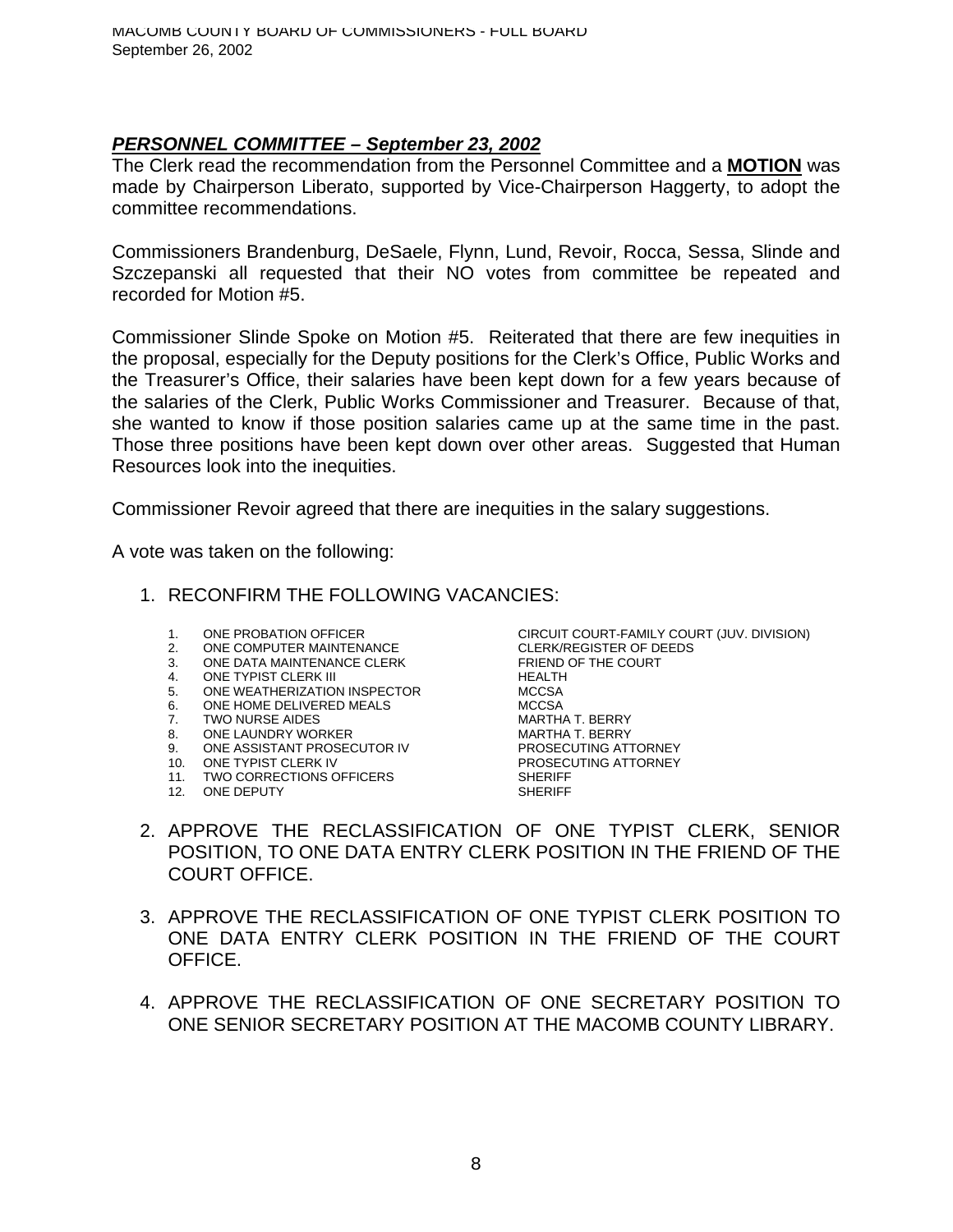***PERSONNEL COMMITTEE – September 23, 2002***

The Clerk read the recommendation from the Personnel Committee and a **MOTION** was made by Chairperson Liberato, supported by Vice-Chairperson Haggerty, to adopt the committee recommendations.

Commissioners Brandenburg, DeSaele, Flynn, Lund, Revoir, Rocca, Sessa, Slinde and Szczepanski all requested that their NO votes from committee be repeated and recorded for Motion #5.

Commissioner Slinde Spoke on Motion #5. Reiterated that there are few inequities in the proposal, especially for the Deputy positions for the Clerk's Office, Public Works and the Treasurer's Office, their salaries have been kept down for a few years because of the salaries of the Clerk, Public Works Commissioner and Treasurer. Because of that, she wanted to know if those position salaries came up at the same time in the past. Those three positions have been kept down over other areas. Suggested that Human Resources look into the inequities.

Commissioner Revoir agreed that there are inequities in the salary suggestions.

A vote was taken on the following:

1. RECONFIRM THE FOLLOWING VACANCIES:

| | Position | Department |
|---|---|---|
| 1. | ONE PROBATION OFFICER | CIRCUIT COURT-FAMILY COURT (JUV. DIVISION) |
| 2. | ONE COMPUTER MAINTENANCE | CLERK/REGISTER OF DEEDS |
| 3. | ONE DATA MAINTENANCE CLERK | FRIEND OF THE COURT |
| 4. | ONE TYPIST CLERK III | HEALTH |
| 5. | ONE WEATHERIZATION INSPECTOR | MCCSA |
| 6. | ONE HOME DELIVERED MEALS | MCCSA |
| 7. | TWO NURSE AIDES | MARTHA T. BERRY |
| 8. | ONE LAUNDRY WORKER | MARTHA T. BERRY |
| 9. | ONE ASSISTANT PROSECUTOR IV | PROSECUTING ATTORNEY |
| 10. | ONE TYPIST CLERK IV | PROSECUTING ATTORNEY |
| 11. | TWO CORRECTIONS OFFICERS | SHERIFF |
| 12. | ONE DEPUTY | SHERIFF |

2. APPROVE THE RECLASSIFICATION OF ONE TYPIST CLERK, SENIOR POSITION, TO ONE DATA ENTRY CLERK POSITION IN THE FRIEND OF THE COURT OFFICE.

3. APPROVE THE RECLASSIFICATION OF ONE TYPIST CLERK POSITION TO ONE DATA ENTRY CLERK POSITION IN THE FRIEND OF THE COURT OFFICE.

4. APPROVE THE RECLASSIFICATION OF ONE SECRETARY POSITION TO ONE SENIOR SECRETARY POSITION AT THE MACOMB COUNTY LIBRARY.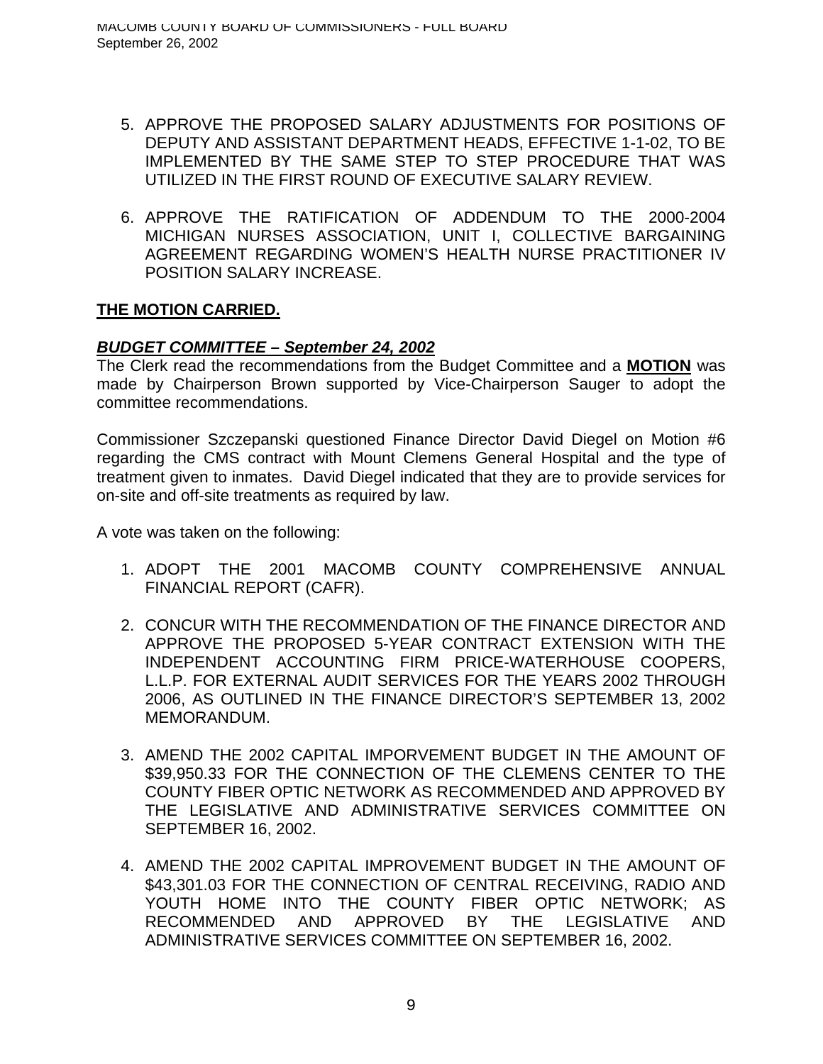5. APPROVE THE PROPOSED SALARY ADJUSTMENTS FOR POSITIONS OF DEPUTY AND ASSISTANT DEPARTMENT HEADS, EFFECTIVE 1-1-02, TO BE IMPLEMENTED BY THE SAME STEP TO STEP PROCEDURE THAT WAS UTILIZED IN THE FIRST ROUND OF EXECUTIVE SALARY REVIEW.

6. APPROVE THE RATIFICATION OF ADDENDUM TO THE 2000-2004 MICHIGAN NURSES ASSOCIATION, UNIT I, COLLECTIVE BARGAINING AGREEMENT REGARDING WOMEN'S HEALTH NURSE PRACTITIONER IV POSITION SALARY INCREASE.

**THE MOTION CARRIED.**

***BUDGET COMMITTEE – September 24, 2002***

The Clerk read the recommendations from the Budget Committee and a **MOTION** was made by Chairperson Brown supported by Vice-Chairperson Sauger to adopt the committee recommendations.

Commissioner Szczepanski questioned Finance Director David Diegel on Motion #6 regarding the CMS contract with Mount Clemens General Hospital and the type of treatment given to inmates. David Diegel indicated that they are to provide services for on-site and off-site treatments as required by law.

A vote was taken on the following:

1. ADOPT THE 2001 MACOMB COUNTY COMPREHENSIVE ANNUAL FINANCIAL REPORT (CAFR).

2. CONCUR WITH THE RECOMMENDATION OF THE FINANCE DIRECTOR AND APPROVE THE PROPOSED 5-YEAR CONTRACT EXTENSION WITH THE INDEPENDENT ACCOUNTING FIRM PRICE-WATERHOUSE COOPERS, L.L.P. FOR EXTERNAL AUDIT SERVICES FOR THE YEARS 2002 THROUGH 2006, AS OUTLINED IN THE FINANCE DIRECTOR'S SEPTEMBER 13, 2002 MEMORANDUM.

3. AMEND THE 2002 CAPITAL IMPORVEMENT BUDGET IN THE AMOUNT OF $39,950.33 FOR THE CONNECTION OF THE CLEMENS CENTER TO THE COUNTY FIBER OPTIC NETWORK AS RECOMMENDED AND APPROVED BY THE LEGISLATIVE AND ADMINISTRATIVE SERVICES COMMITTEE ON SEPTEMBER 16, 2002.

4. AMEND THE 2002 CAPITAL IMPROVEMENT BUDGET IN THE AMOUNT OF $43,301.03 FOR THE CONNECTION OF CENTRAL RECEIVING, RADIO AND YOUTH HOME INTO THE COUNTY FIBER OPTIC NETWORK; AS RECOMMENDED AND APPROVED BY THE LEGISLATIVE AND ADMINISTRATIVE SERVICES COMMITTEE ON SEPTEMBER 16, 2002.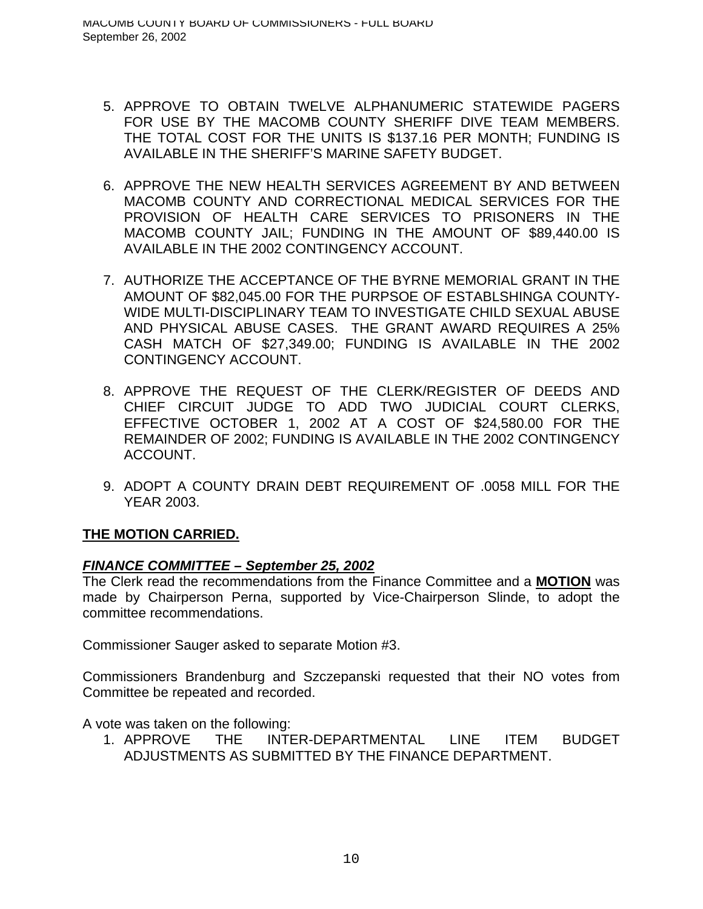5. APPROVE TO OBTAIN TWELVE ALPHANUMERIC STATEWIDE PAGERS FOR USE BY THE MACOMB COUNTY SHERIFF DIVE TEAM MEMBERS. THE TOTAL COST FOR THE UNITS IS $137.16 PER MONTH; FUNDING IS AVAILABLE IN THE SHERIFF'S MARINE SAFETY BUDGET.

6. APPROVE THE NEW HEALTH SERVICES AGREEMENT BY AND BETWEEN MACOMB COUNTY AND CORRECTIONAL MEDICAL SERVICES FOR THE PROVISION OF HEALTH CARE SERVICES TO PRISONERS IN THE MACOMB COUNTY JAIL; FUNDING IN THE AMOUNT OF $89,440.00 IS AVAILABLE IN THE 2002 CONTINGENCY ACCOUNT.

7. AUTHORIZE THE ACCEPTANCE OF THE BYRNE MEMORIAL GRANT IN THE AMOUNT OF $82,045.00 FOR THE PURPSOE OF ESTABLSHINGA COUNTY-WIDE MULTI-DISCIPLINARY TEAM TO INVESTIGATE CHILD SEXUAL ABUSE AND PHYSICAL ABUSE CASES. THE GRANT AWARD REQUIRES A 25% CASH MATCH OF $27,349.00; FUNDING IS AVAILABLE IN THE 2002 CONTINGENCY ACCOUNT.

8. APPROVE THE REQUEST OF THE CLERK/REGISTER OF DEEDS AND CHIEF CIRCUIT JUDGE TO ADD TWO JUDICIAL COURT CLERKS, EFFECTIVE OCTOBER 1, 2002 AT A COST OF $24,580.00 FOR THE REMAINDER OF 2002; FUNDING IS AVAILABLE IN THE 2002 CONTINGENCY ACCOUNT.

9. ADOPT A COUNTY DRAIN DEBT REQUIREMENT OF .0058 MILL FOR THE YEAR 2003.

**THE MOTION CARRIED.**

***FINANCE COMMITTEE – September 25, 2002***

The Clerk read the recommendations from the Finance Committee and a **MOTION** was made by Chairperson Perna, supported by Vice-Chairperson Slinde, to adopt the committee recommendations.

Commissioner Sauger asked to separate Motion #3.

Commissioners Brandenburg and Szczepanski requested that their NO votes from Committee be repeated and recorded.

A vote was taken on the following:

1. APPROVE THE INTER-DEPARTMENTAL LINE ITEM BUDGET ADJUSTMENTS AS SUBMITTED BY THE FINANCE DEPARTMENT.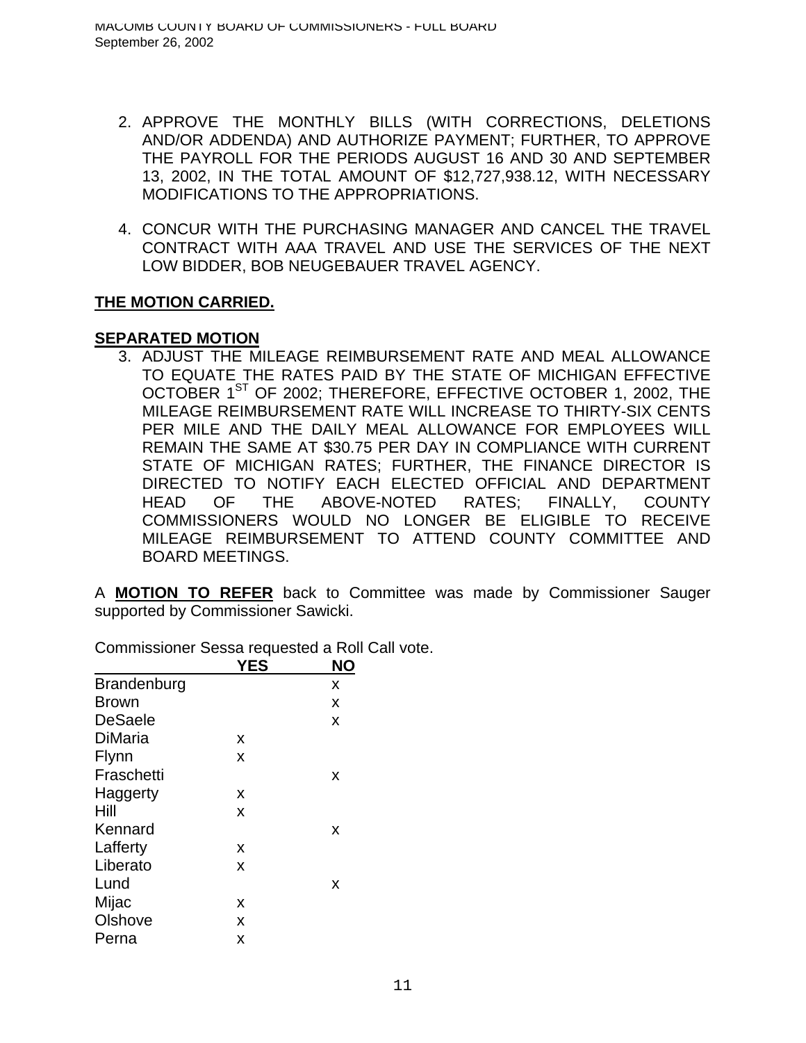2. APPROVE THE MONTHLY BILLS (WITH CORRECTIONS, DELETIONS AND/OR ADDENDA) AND AUTHORIZE PAYMENT; FURTHER, TO APPROVE THE PAYROLL FOR THE PERIODS AUGUST 16 AND 30 AND SEPTEMBER 13, 2002, IN THE TOTAL AMOUNT OF $12,727,938.12, WITH NECESSARY MODIFICATIONS TO THE APPROPRIATIONS.

4. CONCUR WITH THE PURCHASING MANAGER AND CANCEL THE TRAVEL CONTRACT WITH AAA TRAVEL AND USE THE SERVICES OF THE NEXT LOW BIDDER, BOB NEUGEBAUER TRAVEL AGENCY.

**THE MOTION CARRIED.**

**SEPARATED MOTION**

3. ADJUST THE MILEAGE REIMBURSEMENT RATE AND MEAL ALLOWANCE TO EQUATE THE RATES PAID BY THE STATE OF MICHIGAN EFFECTIVE OCTOBER 1ST OF 2002; THEREFORE, EFFECTIVE OCTOBER 1, 2002, THE MILEAGE REIMBURSEMENT RATE WILL INCREASE TO THIRTY-SIX CENTS PER MILE AND THE DAILY MEAL ALLOWANCE FOR EMPLOYEES WILL REMAIN THE SAME AT $30.75 PER DAY IN COMPLIANCE WITH CURRENT STATE OF MICHIGAN RATES; FURTHER, THE FINANCE DIRECTOR IS DIRECTED TO NOTIFY EACH ELECTED OFFICIAL AND DEPARTMENT HEAD OF THE ABOVE-NOTED RATES; FINALLY, COUNTY COMMISSIONERS WOULD NO LONGER BE ELIGIBLE TO RECEIVE MILEAGE REIMBURSEMENT TO ATTEND COUNTY COMMITTEE AND BOARD MEETINGS.

A **MOTION TO REFER** back to Committee was made by Commissioner Sauger supported by Commissioner Sawicki.

Commissioner Sessa requested a Roll Call vote.

| | YES | NO |
|---|---|---|
| Brandenburg | | x |
| Brown | | x |
| DeSaele | | x |
| DiMaria | x | |
| Flynn | x | |
| Fraschetti | | x |
| Haggerty | x | |
| Hill | x | |
| Kennard | | x |
| Lafferty | x | |
| Liberato | x | |
| Lund | | x |
| Mijac | x | |
| Olshove | x | |
| Perna | x | |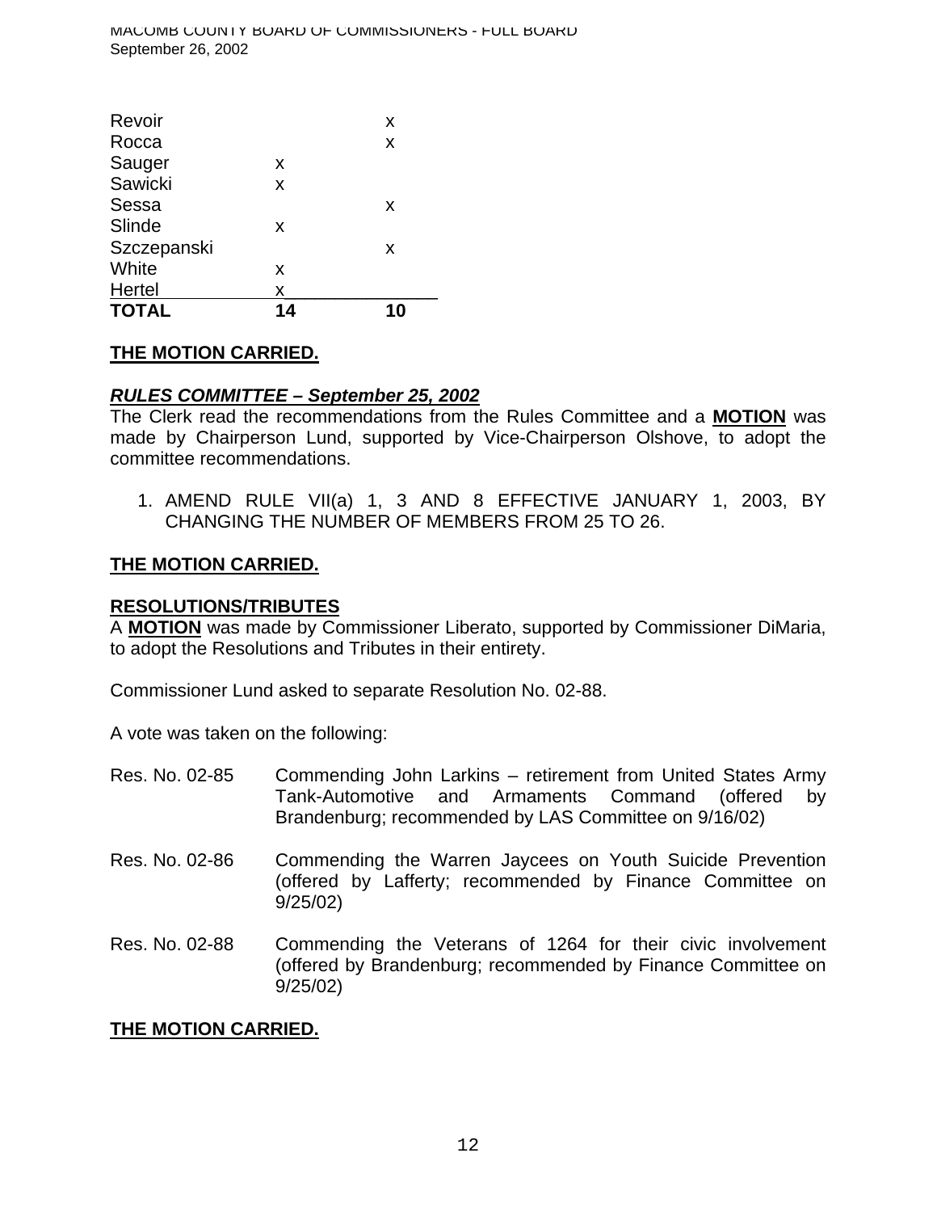| | | |
|---|---|---|
| Revoir | | x |
| Rocca | | x |
| Sauger | x | |
| Sawicki | x | |
| Sessa | | x |
| Slinde | x | |
| Szczepanski | | x |
| White | x | |
| Hertel | x | |
| **TOTAL** | **14** | **10** |

**THE MOTION CARRIED.**

***RULES COMMITTEE – September 25, 2002***

The Clerk read the recommendations from the Rules Committee and a **MOTION** was made by Chairperson Lund, supported by Vice-Chairperson Olshove, to adopt the committee recommendations.

1. AMEND RULE VII(a) 1, 3 AND 8 EFFECTIVE JANUARY 1, 2003, BY CHANGING THE NUMBER OF MEMBERS FROM 25 TO 26.

**THE MOTION CARRIED.**

**RESOLUTIONS/TRIBUTES**

A **MOTION** was made by Commissioner Liberato, supported by Commissioner DiMaria, to adopt the Resolutions and Tributes in their entirety.

Commissioner Lund asked to separate Resolution No. 02-88.

A vote was taken on the following:

Res. No. 02-85 Commending John Larkins – retirement from United States Army Tank-Automotive and Armaments Command (offered by Brandenburg; recommended by LAS Committee on 9/16/02)

Res. No. 02-86 Commending the Warren Jaycees on Youth Suicide Prevention (offered by Lafferty; recommended by Finance Committee on 9/25/02)

Res. No. 02-88 Commending the Veterans of 1264 for their civic involvement (offered by Brandenburg; recommended by Finance Committee on 9/25/02)

**THE MOTION CARRIED.**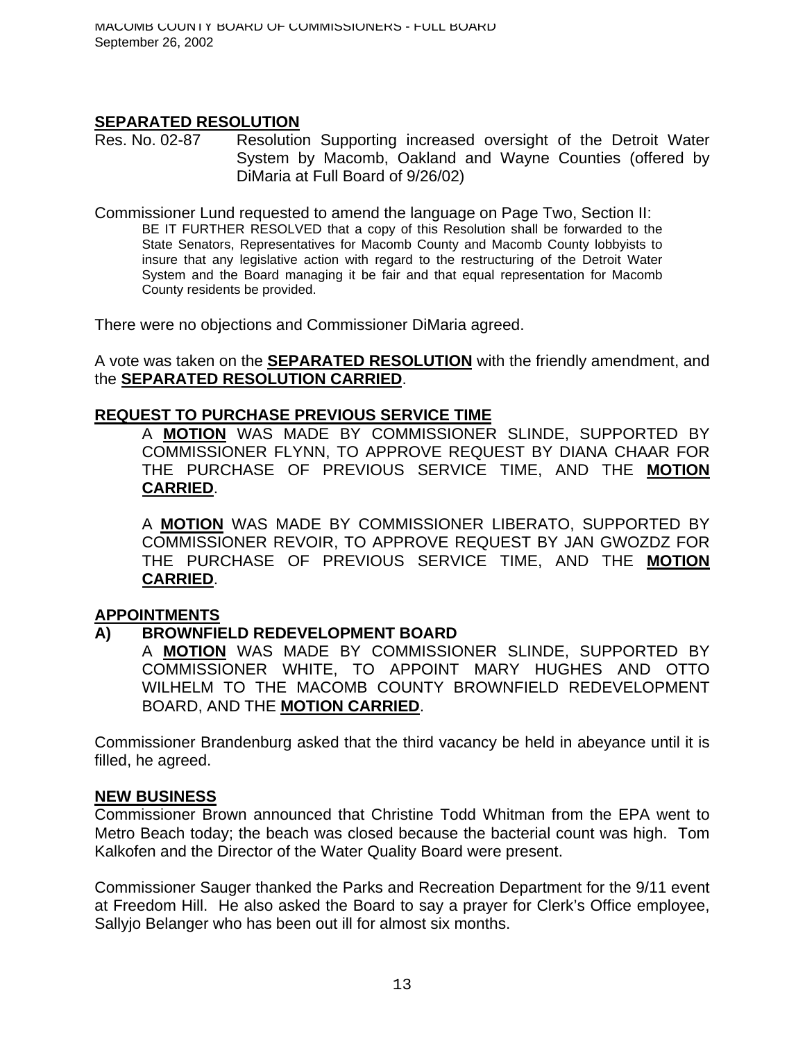**SEPARATED RESOLUTION**

Res. No. 02-87 Resolution Supporting increased oversight of the Detroit Water System by Macomb, Oakland and Wayne Counties (offered by DiMaria at Full Board of 9/26/02)

Commissioner Lund requested to amend the language on Page Two, Section II:

> BE IT FURTHER RESOLVED that a copy of this Resolution shall be forwarded to the State Senators, Representatives for Macomb County and Macomb County lobbyists to insure that any legislative action with regard to the restructuring of the Detroit Water System and the Board managing it be fair and that equal representation for Macomb County residents be provided.

There were no objections and Commissioner DiMaria agreed.

A vote was taken on the **SEPARATED RESOLUTION** with the friendly amendment, and the **SEPARATED RESOLUTION CARRIED**.

**REQUEST TO PURCHASE PREVIOUS SERVICE TIME**

A **MOTION** WAS MADE BY COMMISSIONER SLINDE, SUPPORTED BY COMMISSIONER FLYNN, TO APPROVE REQUEST BY DIANA CHAAR FOR THE PURCHASE OF PREVIOUS SERVICE TIME, AND THE **MOTION CARRIED**.

A **MOTION** WAS MADE BY COMMISSIONER LIBERATO, SUPPORTED BY COMMISSIONER REVOIR, TO APPROVE REQUEST BY JAN GWOZDZ FOR THE PURCHASE OF PREVIOUS SERVICE TIME, AND THE **MOTION CARRIED**.

**APPOINTMENTS**

**A) BROWNFIELD REDEVELOPMENT BOARD**

A **MOTION** WAS MADE BY COMMISSIONER SLINDE, SUPPORTED BY COMMISSIONER WHITE, TO APPOINT MARY HUGHES AND OTTO WILHELM TO THE MACOMB COUNTY BROWNFIELD REDEVELOPMENT BOARD, AND THE **MOTION CARRIED**.

Commissioner Brandenburg asked that the third vacancy be held in abeyance until it is filled, he agreed.

**NEW BUSINESS**

Commissioner Brown announced that Christine Todd Whitman from the EPA went to Metro Beach today; the beach was closed because the bacterial count was high. Tom Kalkofen and the Director of the Water Quality Board were present.

Commissioner Sauger thanked the Parks and Recreation Department for the 9/11 event at Freedom Hill. He also asked the Board to say a prayer for Clerk's Office employee, Sallyjo Belanger who has been out ill for almost six months.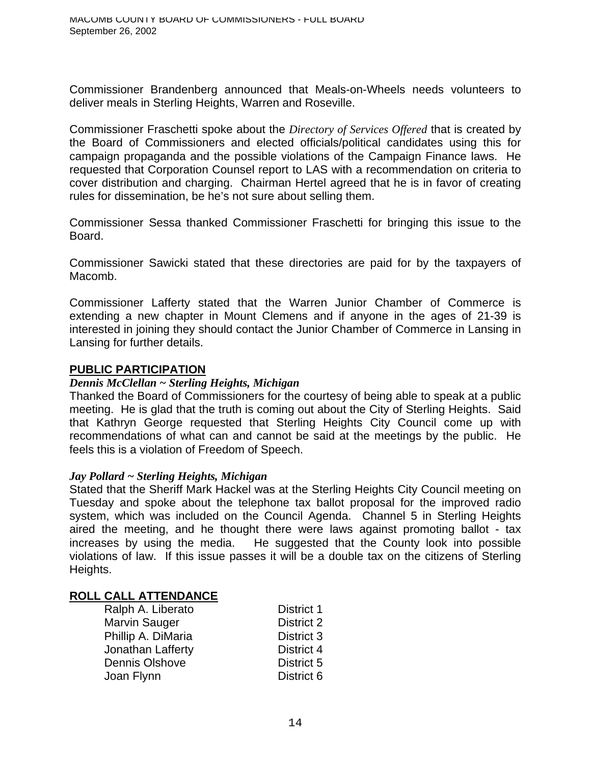Commissioner Brandenberg announced that Meals-on-Wheels needs volunteers to deliver meals in Sterling Heights, Warren and Roseville.

Commissioner Fraschetti spoke about the *Directory of Services Offered* that is created by the Board of Commissioners and elected officials/political candidates using this for campaign propaganda and the possible violations of the Campaign Finance laws. He requested that Corporation Counsel report to LAS with a recommendation on criteria to cover distribution and charging. Chairman Hertel agreed that he is in favor of creating rules for dissemination, be he's not sure about selling them.

Commissioner Sessa thanked Commissioner Fraschetti for bringing this issue to the Board.

Commissioner Sawicki stated that these directories are paid for by the taxpayers of Macomb.

Commissioner Lafferty stated that the Warren Junior Chamber of Commerce is extending a new chapter in Mount Clemens and if anyone in the ages of 21-39 is interested in joining they should contact the Junior Chamber of Commerce in Lansing in Lansing for further details.

## PUBLIC PARTICIPATION

***Dennis McClellan ~ Sterling Heights, Michigan***

Thanked the Board of Commissioners for the courtesy of being able to speak at a public meeting. He is glad that the truth is coming out about the City of Sterling Heights. Said that Kathryn George requested that Sterling Heights City Council come up with recommendations of what can and cannot be said at the meetings by the public. He feels this is a violation of Freedom of Speech.

***Jay Pollard ~ Sterling Heights, Michigan***

Stated that the Sheriff Mark Hackel was at the Sterling Heights City Council meeting on Tuesday and spoke about the telephone tax ballot proposal for the improved radio system, which was included on the Council Agenda. Channel 5 in Sterling Heights aired the meeting, and he thought there were laws against promoting ballot - tax increases by using the media. He suggested that the County look into possible violations of law. If this issue passes it will be a double tax on the citizens of Sterling Heights.

## ROLL CALL ATTENDANCE

| | |
|---|---|
| Ralph A. Liberato | District 1 |
| Marvin Sauger | District 2 |
| Phillip A. DiMaria | District 3 |
| Jonathan Lafferty | District 4 |
| Dennis Olshove | District 5 |
| Joan Flynn | District 6 |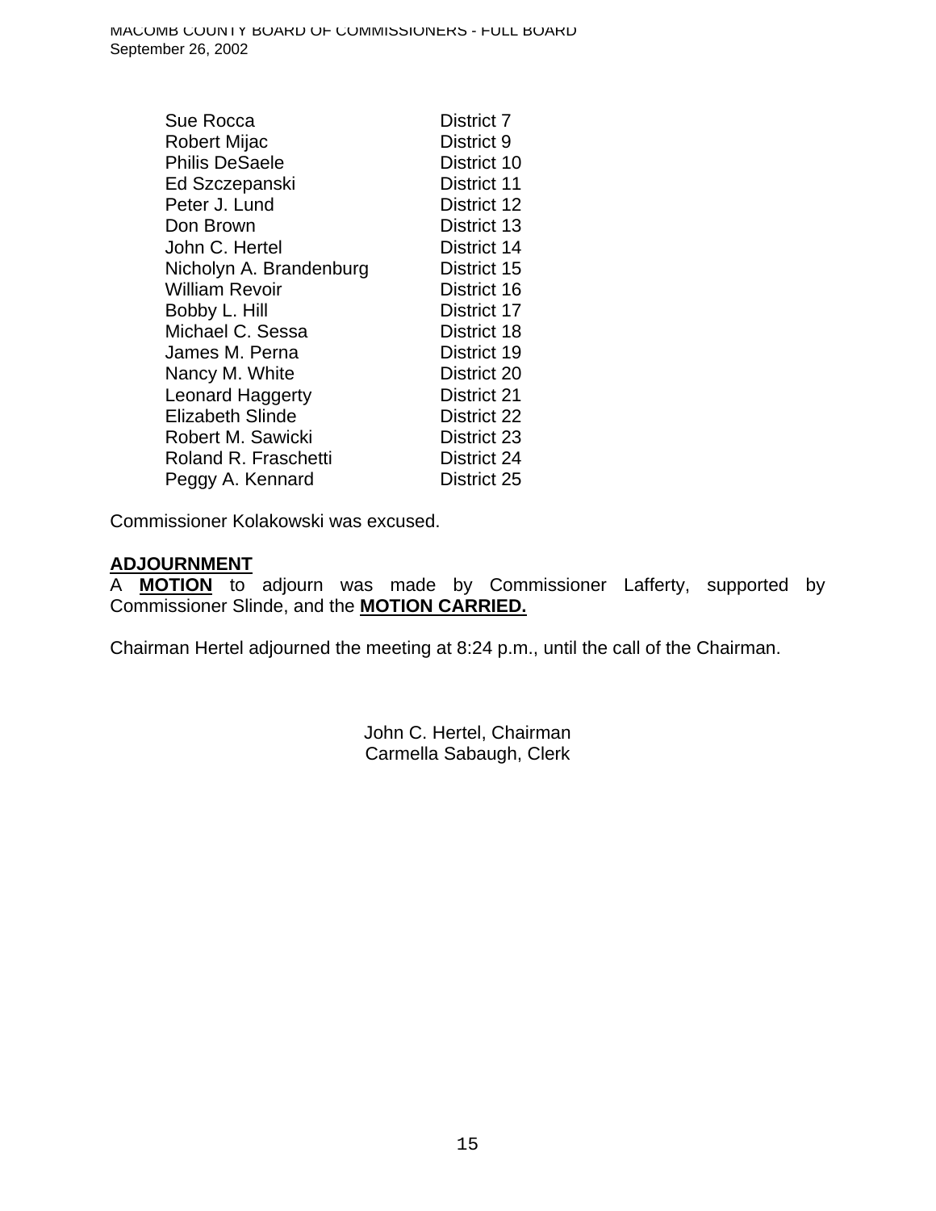| | |
|---|---|
| Sue Rocca | District 7 |
| Robert Mijac | District 9 |
| Philis DeSaele | District 10 |
| Ed Szczepanski | District 11 |
| Peter J. Lund | District 12 |
| Don Brown | District 13 |
| John C. Hertel | District 14 |
| Nicholyn A. Brandenburg | District 15 |
| William Revoir | District 16 |
| Bobby L. Hill | District 17 |
| Michael C. Sessa | District 18 |
| James M. Perna | District 19 |
| Nancy M. White | District 20 |
| Leonard Haggerty | District 21 |
| Elizabeth Slinde | District 22 |
| Robert M. Sawicki | District 23 |
| Roland R. Fraschetti | District 24 |
| Peggy A. Kennard | District 25 |

Commissioner Kolakowski was excused.

**ADJOURNMENT**

A **MOTION** to adjourn was made by Commissioner Lafferty, supported by Commissioner Slinde, and the **MOTION CARRIED.**

Chairman Hertel adjourned the meeting at 8:24 p.m., until the call of the Chairman.

John C. Hertel, Chairman
Carmella Sabaugh, Clerk